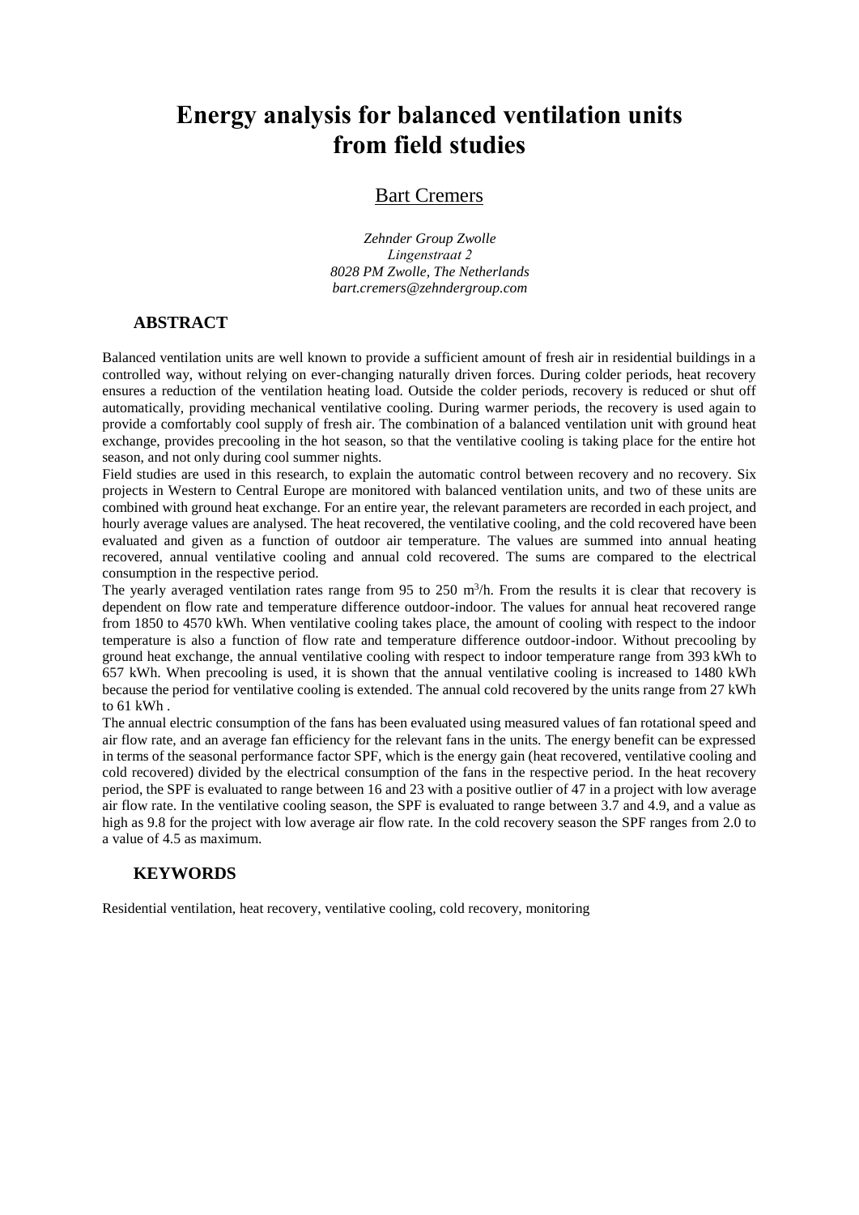# Energy analysis for balanced ventilation units from field studies

Bart Cremers

*Zehnder Group Zwolle*
*Lingenstraat 2*
*8028 PM Zwolle, The Netherlands*
*bart.cremers@zehndergroup.com*

## ABSTRACT

Balanced ventilation units are well known to provide a sufficient amount of fresh air in residential buildings in a controlled way, without relying on ever-changing naturally driven forces. During colder periods, heat recovery ensures a reduction of the ventilation heating load. Outside the colder periods, recovery is reduced or shut off automatically, providing mechanical ventilative cooling. During warmer periods, the recovery is used again to provide a comfortably cool supply of fresh air. The combination of a balanced ventilation unit with ground heat exchange, provides precooling in the hot season, so that the ventilative cooling is taking place for the entire hot season, and not only during cool summer nights.

Field studies are used in this research, to explain the automatic control between recovery and no recovery. Six projects in Western to Central Europe are monitored with balanced ventilation units, and two of these units are combined with ground heat exchange. For an entire year, the relevant parameters are recorded in each project, and hourly average values are analysed. The heat recovered, the ventilative cooling, and the cold recovered have been evaluated and given as a function of outdoor air temperature. The values are summed into annual heating recovered, annual ventilative cooling and annual cold recovered. The sums are compared to the electrical consumption in the respective period.

The yearly averaged ventilation rates range from 95 to 250 $m^3$/h. From the results it is clear that recovery is dependent on flow rate and temperature difference outdoor-indoor. The values for annual heat recovered range from 1850 to 4570 kWh. When ventilative cooling takes place, the amount of cooling with respect to the indoor temperature is also a function of flow rate and temperature difference outdoor-indoor. Without precooling by ground heat exchange, the annual ventilative cooling with respect to indoor temperature range from 393 kWh to 657 kWh. When precooling is used, it is shown that the annual ventilative cooling is increased to 1480 kWh because the period for ventilative cooling is extended. The annual cold recovered by the units range from 27 kWh to 61 kWh .

The annual electric consumption of the fans has been evaluated using measured values of fan rotational speed and air flow rate, and an average fan efficiency for the relevant fans in the units. The energy benefit can be expressed in terms of the seasonal performance factor SPF, which is the energy gain (heat recovered, ventilative cooling and cold recovered) divided by the electrical consumption of the fans in the respective period. In the heat recovery period, the SPF is evaluated to range between 16 and 23 with a positive outlier of 47 in a project with low average air flow rate. In the ventilative cooling season, the SPF is evaluated to range between 3.7 and 4.9, and a value as high as 9.8 for the project with low average air flow rate. In the cold recovery season the SPF ranges from 2.0 to a value of 4.5 as maximum.

## KEYWORDS

Residential ventilation, heat recovery, ventilative cooling, cold recovery, monitoring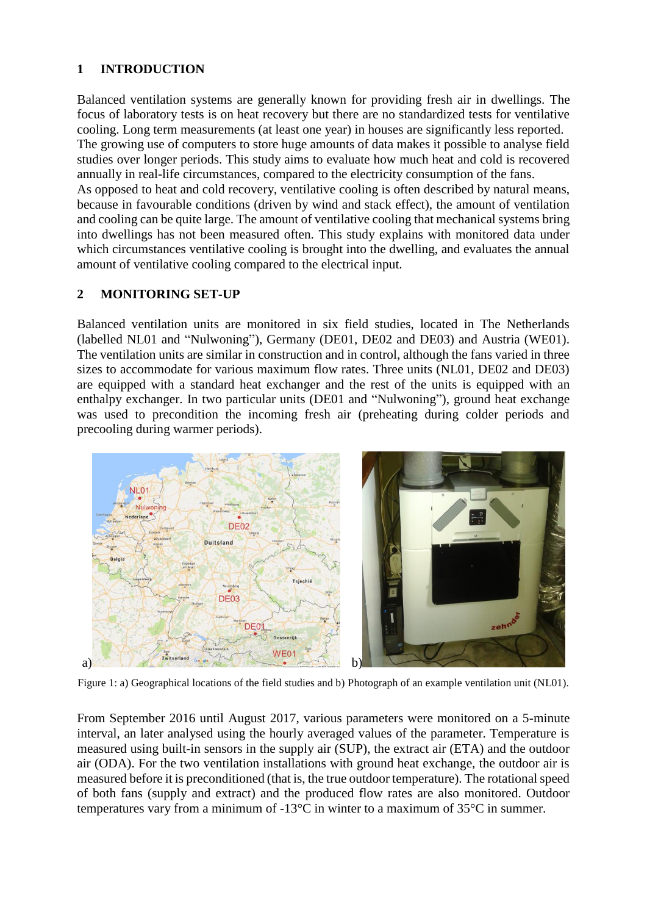## 1 INTRODUCTION

Balanced ventilation systems are generally known for providing fresh air in dwellings. The focus of laboratory tests is on heat recovery but there are no standardized tests for ventilative cooling. Long term measurements (at least one year) in houses are significantly less reported. The growing use of computers to store huge amounts of data makes it possible to analyse field studies over longer periods. This study aims to evaluate how much heat and cold is recovered annually in real-life circumstances, compared to the electricity consumption of the fans.

As opposed to heat and cold recovery, ventilative cooling is often described by natural means, because in favourable conditions (driven by wind and stack effect), the amount of ventilation and cooling can be quite large. The amount of ventilative cooling that mechanical systems bring into dwellings has not been measured often. This study explains with monitored data under which circumstances ventilative cooling is brought into the dwelling, and evaluates the annual amount of ventilative cooling compared to the electrical input.

## 2 MONITORING SET-UP

Balanced ventilation units are monitored in six field studies, located in The Netherlands (labelled NL01 and "Nulwoning"), Germany (DE01, DE02 and DE03) and Austria (WE01). The ventilation units are similar in construction and in control, although the fans varied in three sizes to accommodate for various maximum flow rates. Three units (NL01, DE02 and DE03) are equipped with a standard heat exchanger and the rest of the units is equipped with an enthalpy exchanger. In two particular units (DE01 and "Nulwoning"), ground heat exchange was used to precondition the incoming fresh air (preheating during colder periods and precooling during warmer periods).

Figure 1: a) Geographical locations of the field studies and b) Photograph of an example ventilation unit (NL01).

From September 2016 until August 2017, various parameters were monitored on a 5-minute interval, an later analysed using the hourly averaged values of the parameter. Temperature is measured using built-in sensors in the supply air (SUP), the extract air (ETA) and the outdoor air (ODA). For the two ventilation installations with ground heat exchange, the outdoor air is measured before it is preconditioned (that is, the true outdoor temperature). The rotational speed of both fans (supply and extract) and the produced flow rates are also monitored. Outdoor temperatures vary from a minimum of -13°C in winter to a maximum of 35°C in summer.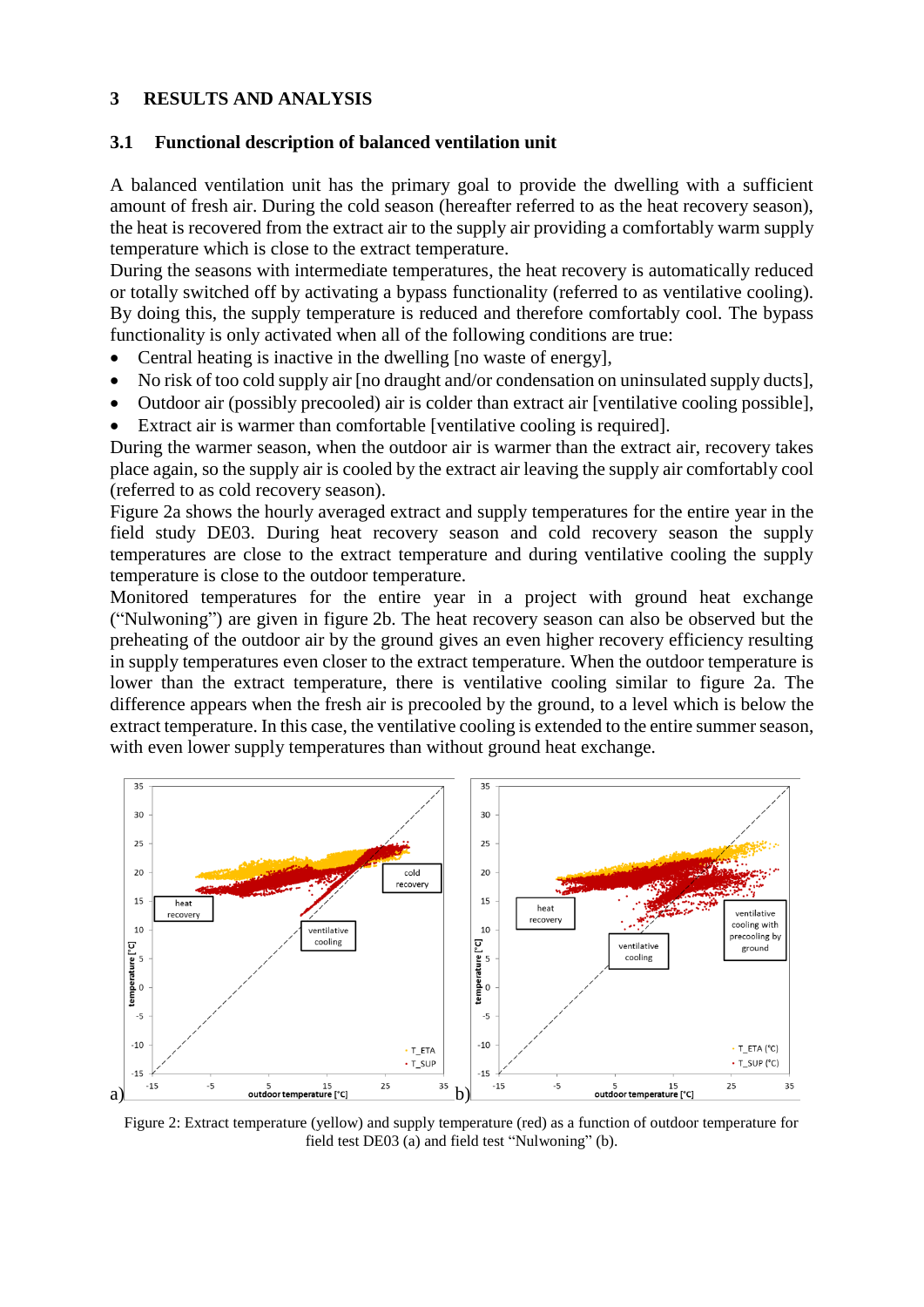# 3 RESULTS AND ANALYSIS

## 3.1 Functional description of balanced ventilation unit

A balanced ventilation unit has the primary goal to provide the dwelling with a sufficient amount of fresh air. During the cold season (hereafter referred to as the heat recovery season), the heat is recovered from the extract air to the supply air providing a comfortably warm supply temperature which is close to the extract temperature.

During the seasons with intermediate temperatures, the heat recovery is automatically reduced or totally switched off by activating a bypass functionality (referred to as ventilative cooling). By doing this, the supply temperature is reduced and therefore comfortably cool. The bypass functionality is only activated when all of the following conditions are true:

- Central heating is inactive in the dwelling [no waste of energy],
- No risk of too cold supply air [no draught and/or condensation on uninsulated supply ducts],
- Outdoor air (possibly precooled) air is colder than extract air [ventilative cooling possible],
- Extract air is warmer than comfortable [ventilative cooling is required].

During the warmer season, when the outdoor air is warmer than the extract air, recovery takes place again, so the supply air is cooled by the extract air leaving the supply air comfortably cool (referred to as cold recovery season).

Figure 2a shows the hourly averaged extract and supply temperatures for the entire year in the field study DE03. During heat recovery season and cold recovery season the supply temperatures are close to the extract temperature and during ventilative cooling the supply temperature is close to the outdoor temperature.

Monitored temperatures for the entire year in a project with ground heat exchange ("Nulwoning") are given in figure 2b. The heat recovery season can also be observed but the preheating of the outdoor air by the ground gives an even higher recovery efficiency resulting in supply temperatures even closer to the extract temperature. When the outdoor temperature is lower than the extract temperature, there is ventilative cooling similar to figure 2a. The difference appears when the fresh air is precooled by the ground, to a level which is below the extract temperature. In this case, the ventilative cooling is extended to the entire summer season, with even lower supply temperatures than without ground heat exchange.

Figure 2: Extract temperature (yellow) and supply temperature (red) as a function of outdoor temperature for field test DE03 (a) and field test "Nulwoning" (b).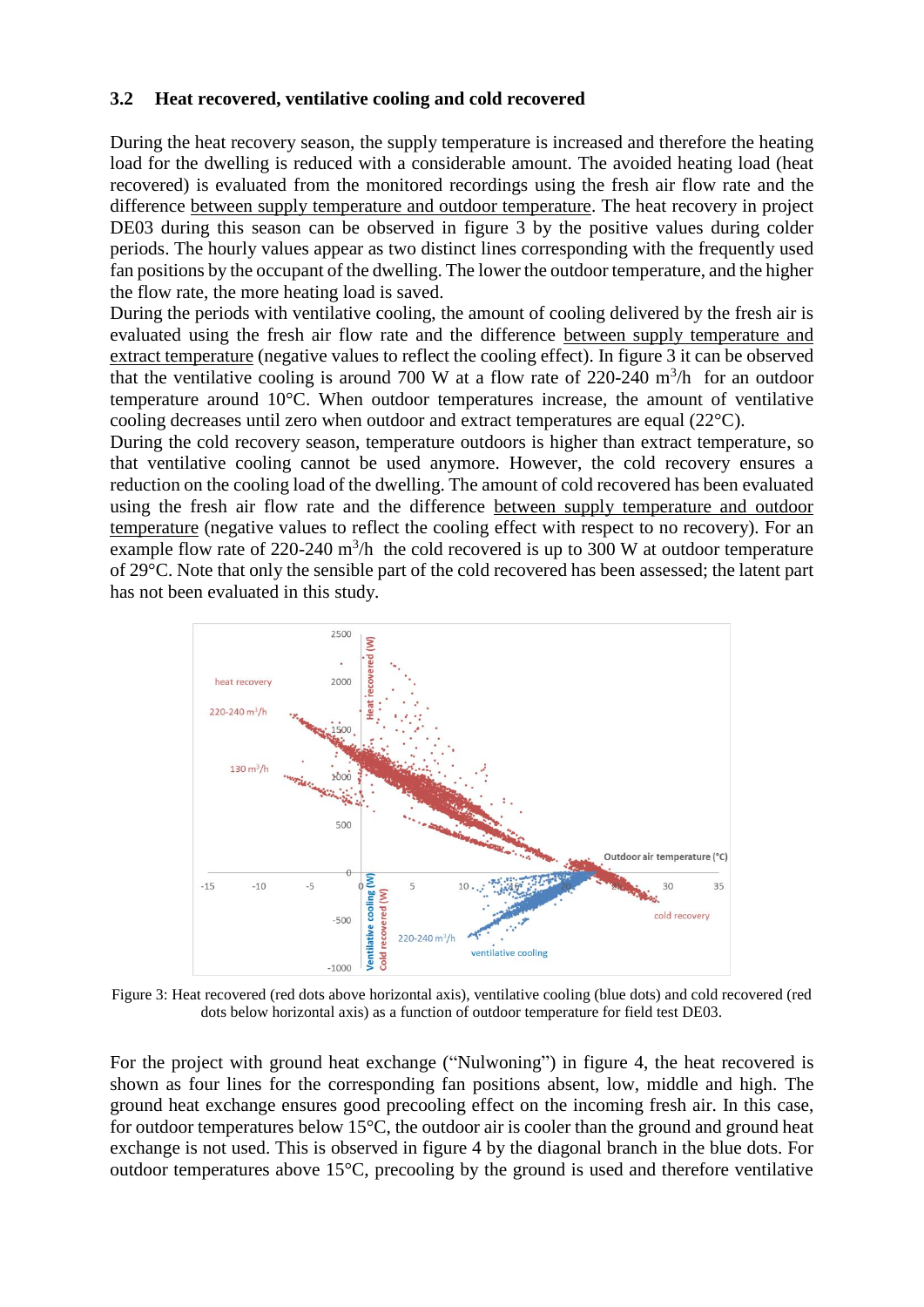### 3.2 Heat recovered, ventilative cooling and cold recovered

During the heat recovery season, the supply temperature is increased and therefore the heating load for the dwelling is reduced with a considerable amount. The avoided heating load (heat recovered) is evaluated from the monitored recordings using the fresh air flow rate and the difference between supply temperature and outdoor temperature. The heat recovery in project DE03 during this season can be observed in figure 3 by the positive values during colder periods. The hourly values appear as two distinct lines corresponding with the frequently used fan positions by the occupant of the dwelling. The lower the outdoor temperature, and the higher the flow rate, the more heating load is saved.

During the periods with ventilative cooling, the amount of cooling delivered by the fresh air is evaluated using the fresh air flow rate and the difference between supply temperature and extract temperature (negative values to reflect the cooling effect). In figure 3 it can be observed that the ventilative cooling is around 700 W at a flow rate of 220-240 $m^3/h$ for an outdoor temperature around 10°C. When outdoor temperatures increase, the amount of ventilative cooling decreases until zero when outdoor and extract temperatures are equal (22°C).

During the cold recovery season, temperature outdoors is higher than extract temperature, so that ventilative cooling cannot be used anymore. However, the cold recovery ensures a reduction on the cooling load of the dwelling. The amount of cold recovered has been evaluated using the fresh air flow rate and the difference between supply temperature and outdoor temperature (negative values to reflect the cooling effect with respect to no recovery). For an example flow rate of 220-240 $m^3/h$ the cold recovered is up to 300 W at outdoor temperature of 29°C. Note that only the sensible part of the cold recovered has been assessed; the latent part has not been evaluated in this study.

Figure 3: Heat recovered (red dots above horizontal axis), ventilative cooling (blue dots) and cold recovered (red dots below horizontal axis) as a function of outdoor temperature for field test DE03.

For the project with ground heat exchange ("Nulwoning") in figure 4, the heat recovered is shown as four lines for the corresponding fan positions absent, low, middle and high. The ground heat exchange ensures good precooling effect on the incoming fresh air. In this case, for outdoor temperatures below 15°C, the outdoor air is cooler than the ground and ground heat exchange is not used. This is observed in figure 4 by the diagonal branch in the blue dots. For outdoor temperatures above 15°C, precooling by the ground is used and therefore ventilative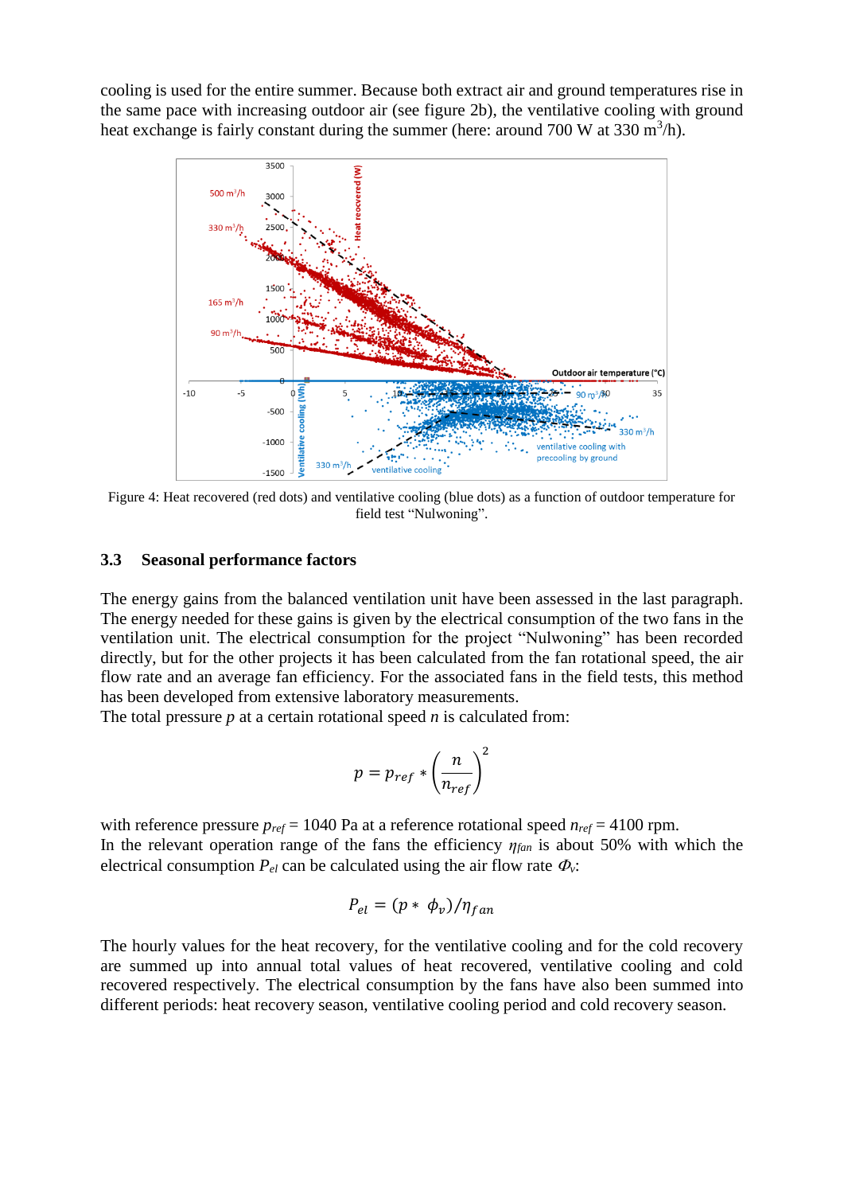cooling is used for the entire summer. Because both extract air and ground temperatures rise in the same pace with increasing outdoor air (see figure 2b), the ventilative cooling with ground heat exchange is fairly constant during the summer (here: around 700 W at 330 m$^3$/h).

Figure 4: Heat recovered (red dots) and ventilative cooling (blue dots) as a function of outdoor temperature for field test "Nulwoning".

### 3.3 Seasonal performance factors

The energy gains from the balanced ventilation unit have been assessed in the last paragraph. The energy needed for these gains is given by the electrical consumption of the two fans in the ventilation unit. The electrical consumption for the project "Nulwoning" has been recorded directly, but for the other projects it has been calculated from the fan rotational speed, the air flow rate and an average fan efficiency. For the associated fans in the field tests, this method has been developed from extensive laboratory measurements.

The total pressure $p$ at a certain rotational speed $n$ is calculated from:

$$p = p_{ref} * \left(\frac{n}{n_{ref}}\right)^2$$

with reference pressure $p_{ref}$ = 1040 Pa at a reference rotational speed $n_{ref}$ = 4100 rpm.

In the relevant operation range of the fans the efficiency $\eta_{fan}$ is about 50% with which the electrical consumption $P_{el}$ can be calculated using the air flow rate $\Phi_v$:

$$P_{el} = (p * \phi_v)/\eta_{fan}$$

The hourly values for the heat recovery, for the ventilative cooling and for the cold recovery are summed up into annual total values of heat recovered, ventilative cooling and cold recovered respectively. The electrical consumption by the fans have also been summed into different periods: heat recovery season, ventilative cooling period and cold recovery season.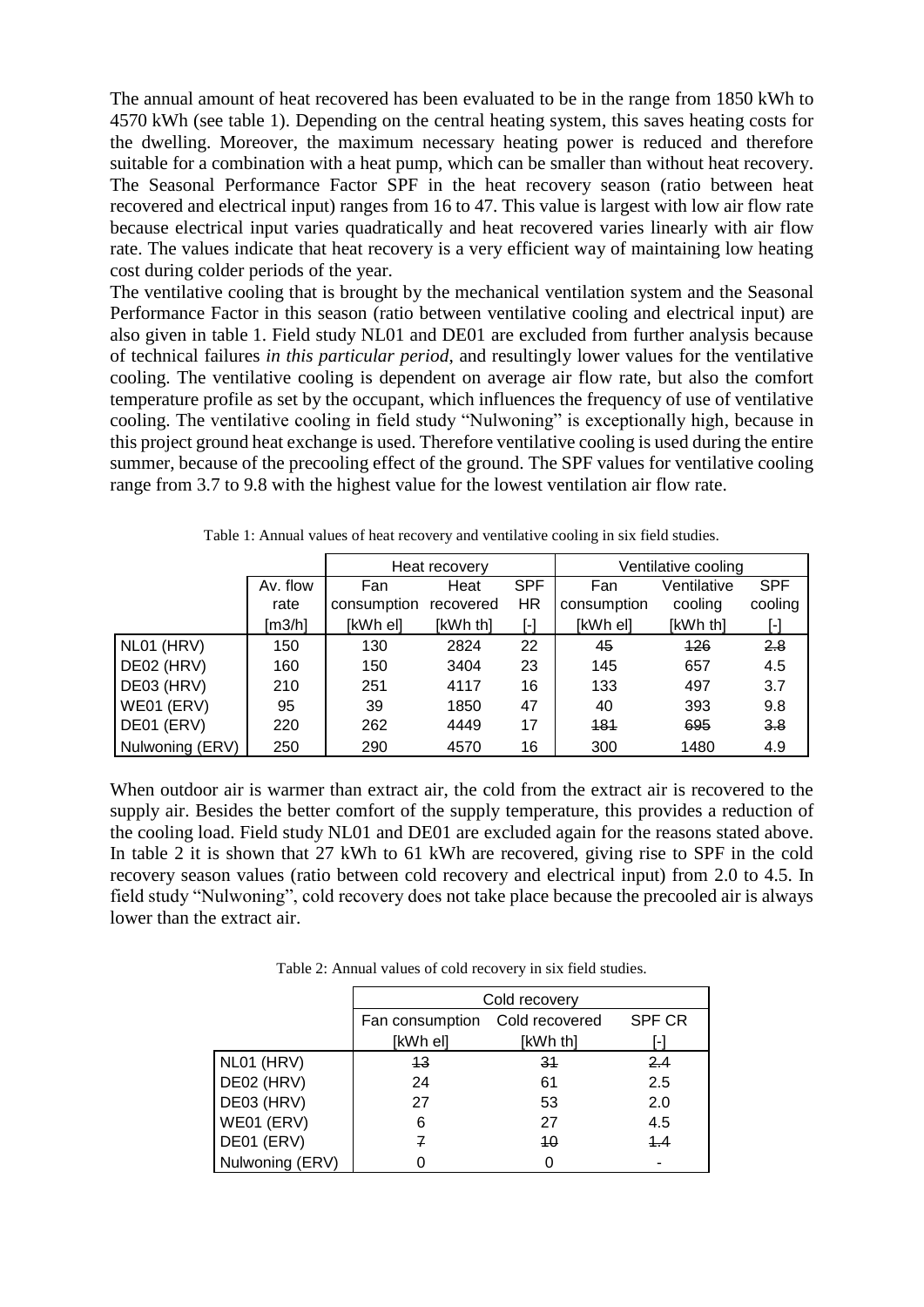The annual amount of heat recovered has been evaluated to be in the range from 1850 kWh to 4570 kWh (see table 1). Depending on the central heating system, this saves heating costs for the dwelling. Moreover, the maximum necessary heating power is reduced and therefore suitable for a combination with a heat pump, which can be smaller than without heat recovery. The Seasonal Performance Factor SPF in the heat recovery season (ratio between heat recovered and electrical input) ranges from 16 to 47. This value is largest with low air flow rate because electrical input varies quadratically and heat recovered varies linearly with air flow rate. The values indicate that heat recovery is a very efficient way of maintaining low heating cost during colder periods of the year.

The ventilative cooling that is brought by the mechanical ventilation system and the Seasonal Performance Factor in this season (ratio between ventilative cooling and electrical input) are also given in table 1. Field study NL01 and DE01 are excluded from further analysis because of technical failures *in this particular period*, and resultingly lower values for the ventilative cooling. The ventilative cooling is dependent on average air flow rate, but also the comfort temperature profile as set by the occupant, which influences the frequency of use of ventilative cooling. The ventilative cooling in field study "Nulwoning" is exceptionally high, because in this project ground heat exchange is used. Therefore ventilative cooling is used during the entire summer, because of the precooling effect of the ground. The SPF values for ventilative cooling range from 3.7 to 9.8 with the highest value for the lowest ventilation air flow rate.

Table 1: Annual values of heat recovery and ventilative cooling in six field studies.

| | Av. flow rate [m3/h] | Heat recovery | | | Ventilative cooling | | |
|---|---|---|---|---|---|---|---|
| | | Fan consumption [kWh el] | Heat recovered [kWh th] | SPF HR [-] | Fan consumption [kWh el] | Ventilative cooling [kWh th] | SPF cooling [-] |
| NL01 (HRV) | 150 | 130 | 2824 | 22 | ~~45~~ | ~~126~~ | ~~2.8~~ |
| DE02 (HRV) | 160 | 150 | 3404 | 23 | 145 | 657 | 4.5 |
| DE03 (HRV) | 210 | 251 | 4117 | 16 | 133 | 497 | 3.7 |
| WE01 (ERV) | 95 | 39 | 1850 | 47 | 40 | 393 | 9.8 |
| DE01 (ERV) | 220 | 262 | 4449 | 17 | ~~181~~ | ~~695~~ | ~~3.8~~ |
| Nulwoning (ERV) | 250 | 290 | 4570 | 16 | 300 | 1480 | 4.9 |

When outdoor air is warmer than extract air, the cold from the extract air is recovered to the supply air. Besides the better comfort of the supply temperature, this provides a reduction of the cooling load. Field study NL01 and DE01 are excluded again for the reasons stated above. In table 2 it is shown that 27 kWh to 61 kWh are recovered, giving rise to SPF in the cold recovery season values (ratio between cold recovery and electrical input) from 2.0 to 4.5. In field study "Nulwoning", cold recovery does not take place because the precooled air is always lower than the extract air.

Table 2: Annual values of cold recovery in six field studies.

| | Cold recovery | | |
|---|---|---|---|
| | Fan consumption [kWh el] | Cold recovered [kWh th] | SPF CR [-] |
| NL01 (HRV) | ~~13~~ | ~~31~~ | ~~2.4~~ |
| DE02 (HRV) | 24 | 61 | 2.5 |
| DE03 (HRV) | 27 | 53 | 2.0 |
| WE01 (ERV) | 6 | 27 | 4.5 |
| DE01 (ERV) | ~~7~~ | ~~10~~ | ~~1.4~~ |
| Nulwoning (ERV) | 0 | 0 | - |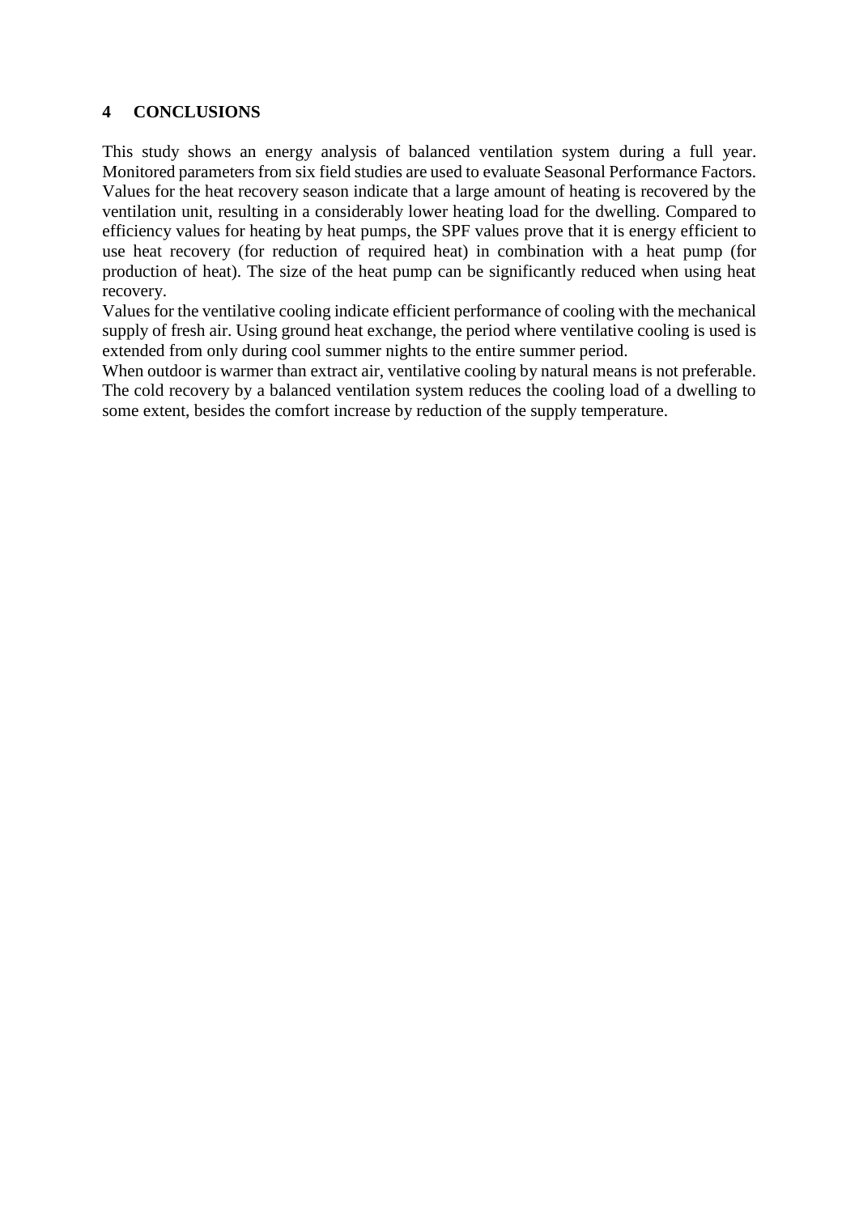## 4 CONCLUSIONS

This study shows an energy analysis of balanced ventilation system during a full year. Monitored parameters from six field studies are used to evaluate Seasonal Performance Factors. Values for the heat recovery season indicate that a large amount of heating is recovered by the ventilation unit, resulting in a considerably lower heating load for the dwelling. Compared to efficiency values for heating by heat pumps, the SPF values prove that it is energy efficient to use heat recovery (for reduction of required heat) in combination with a heat pump (for production of heat). The size of the heat pump can be significantly reduced when using heat recovery.

Values for the ventilative cooling indicate efficient performance of cooling with the mechanical supply of fresh air. Using ground heat exchange, the period where ventilative cooling is used is extended from only during cool summer nights to the entire summer period.

When outdoor is warmer than extract air, ventilative cooling by natural means is not preferable. The cold recovery by a balanced ventilation system reduces the cooling load of a dwelling to some extent, besides the comfort increase by reduction of the supply temperature.